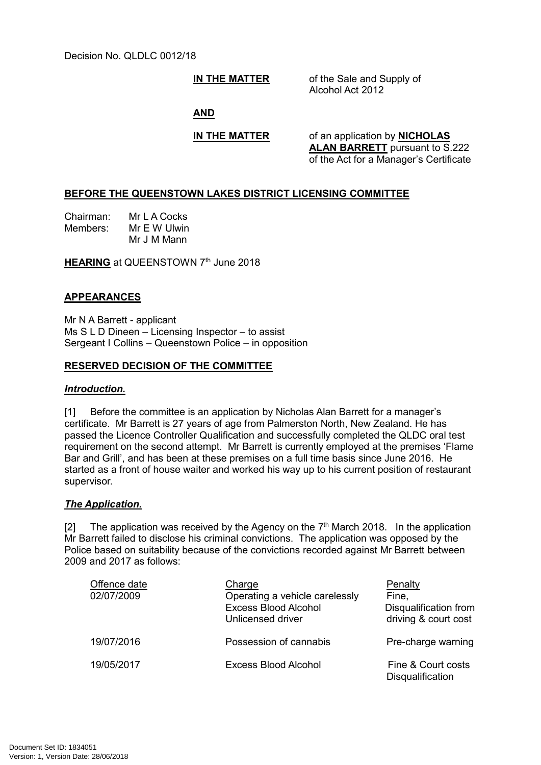Decision No. QLDLC 0012/18

**IN THE MATTER** of the Sale and Supply of Alcohol Act 2012

**AND**

**IN THE MATTER** of an application by **NICHOLAS ALAN BARRETT** pursuant to S.222 of the Act for a Manager's Certificate

**BEFORE THE QUEENSTOWN LAKES DISTRICT LICENSING COMMITTEE**

Chairman: Mr L A Cocks
Members: Mr E W Ulwin
Mr J M Mann

**HEARING** at QUEENSTOWN 7th June 2018

**APPEARANCES**

Mr N A Barrett - applicant
Ms S L D Dineen – Licensing Inspector – to assist
Sergeant I Collins – Queenstown Police – in opposition

**RESERVED DECISION OF THE COMMITTEE**

***Introduction.***

[1] Before the committee is an application by Nicholas Alan Barrett for a manager's certificate. Mr Barrett is 27 years of age from Palmerston North, New Zealand. He has passed the Licence Controller Qualification and successfully completed the QLDC oral test requirement on the second attempt. Mr Barrett is currently employed at the premises 'Flame Bar and Grill', and has been at these premises on a full time basis since June 2016. He started as a front of house waiter and worked his way up to his current position of restaurant supervisor.

***The Application.***

[2] The application was received by the Agency on the 7th March 2018. In the application Mr Barrett failed to disclose his criminal convictions. The application was opposed by the Police based on suitability because of the convictions recorded against Mr Barrett between 2009 and 2017 as follows:

| Offence date | Charge | Penalty |
|---|---|---|
| 02/07/2009 | Operating a vehicle carelessly<br>Excess Blood Alcohol<br>Unlicensed driver | Fine,<br>Disqualification from<br>driving & court cost |
| 19/07/2016 | Possession of cannabis | Pre-charge warning |
| 19/05/2017 | Excess Blood Alcohol | Fine & Court costs<br>Disqualification |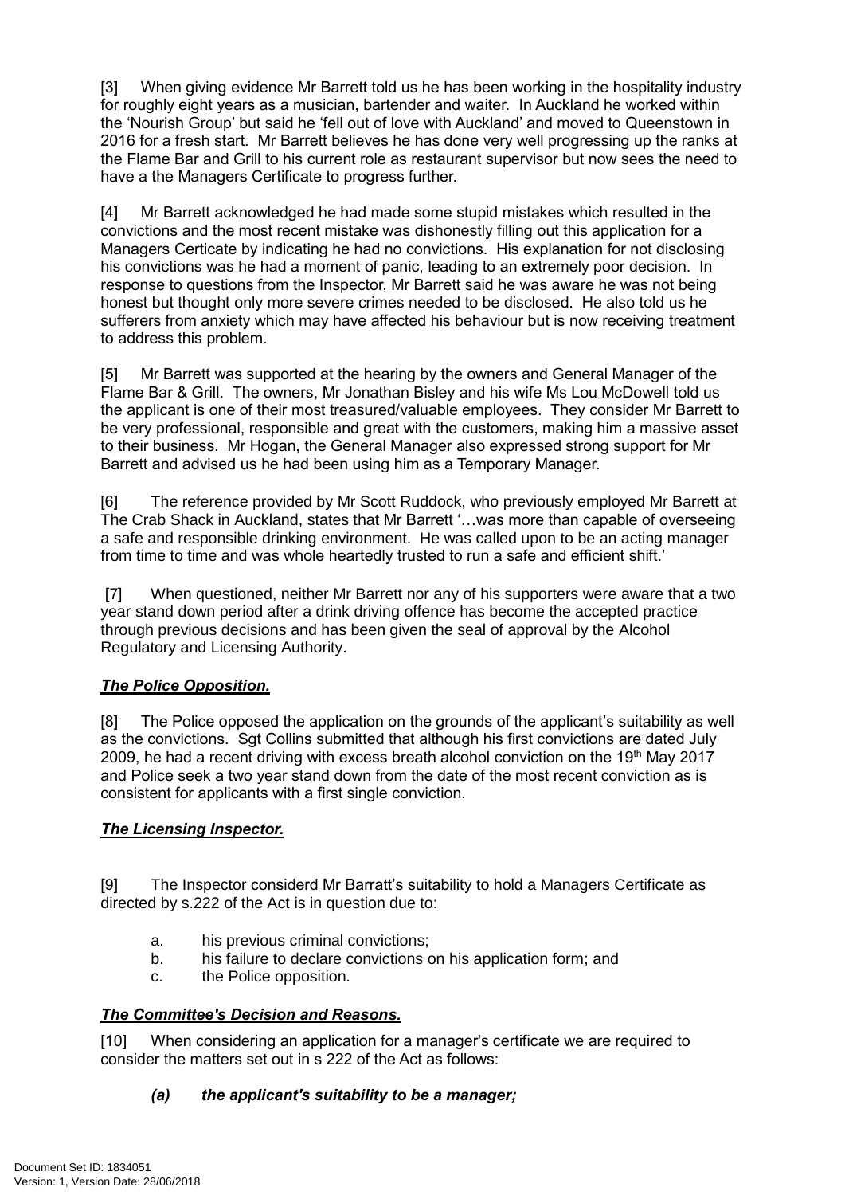[3] When giving evidence Mr Barrett told us he has been working in the hospitality industry for roughly eight years as a musician, bartender and waiter. In Auckland he worked within the 'Nourish Group' but said he 'fell out of love with Auckland' and moved to Queenstown in 2016 for a fresh start. Mr Barrett believes he has done very well progressing up the ranks at the Flame Bar and Grill to his current role as restaurant supervisor but now sees the need to have a the Managers Certificate to progress further.

[4] Mr Barrett acknowledged he had made some stupid mistakes which resulted in the convictions and the most recent mistake was dishonestly filling out this application for a Managers Certicate by indicating he had no convictions. His explanation for not disclosing his convictions was he had a moment of panic, leading to an extremely poor decision. In response to questions from the Inspector, Mr Barrett said he was aware he was not being honest but thought only more severe crimes needed to be disclosed. He also told us he sufferers from anxiety which may have affected his behaviour but is now receiving treatment to address this problem.

[5] Mr Barrett was supported at the hearing by the owners and General Manager of the Flame Bar & Grill. The owners, Mr Jonathan Bisley and his wife Ms Lou McDowell told us the applicant is one of their most treasured/valuable employees. They consider Mr Barrett to be very professional, responsible and great with the customers, making him a massive asset to their business. Mr Hogan, the General Manager also expressed strong support for Mr Barrett and advised us he had been using him as a Temporary Manager.

[6] The reference provided by Mr Scott Ruddock, who previously employed Mr Barrett at The Crab Shack in Auckland, states that Mr Barrett '…was more than capable of overseeing a safe and responsible drinking environment. He was called upon to be an acting manager from time to time and was whole heartedly trusted to run a safe and efficient shift.'

[7] When questioned, neither Mr Barrett nor any of his supporters were aware that a two year stand down period after a drink driving offence has become the accepted practice through previous decisions and has been given the seal of approval by the Alcohol Regulatory and Licensing Authority.

## ***The Police Opposition.***

[8] The Police opposed the application on the grounds of the applicant's suitability as well as the convictions. Sgt Collins submitted that although his first convictions are dated July 2009, he had a recent driving with excess breath alcohol conviction on the 19th May 2017 and Police seek a two year stand down from the date of the most recent conviction as is consistent for applicants with a first single conviction.

## ***The Licensing Inspector.***

[9] The Inspector considerd Mr Barratt's suitability to hold a Managers Certificate as directed by s.222 of the Act is in question due to:

a. his previous criminal convictions;
b. his failure to declare convictions on his application form; and
c. the Police opposition.

## ***The Committee's Decision and Reasons.***

[10] When considering an application for a manager's certificate we are required to consider the matters set out in s 222 of the Act as follows:

***(a) the applicant's suitability to be a manager;***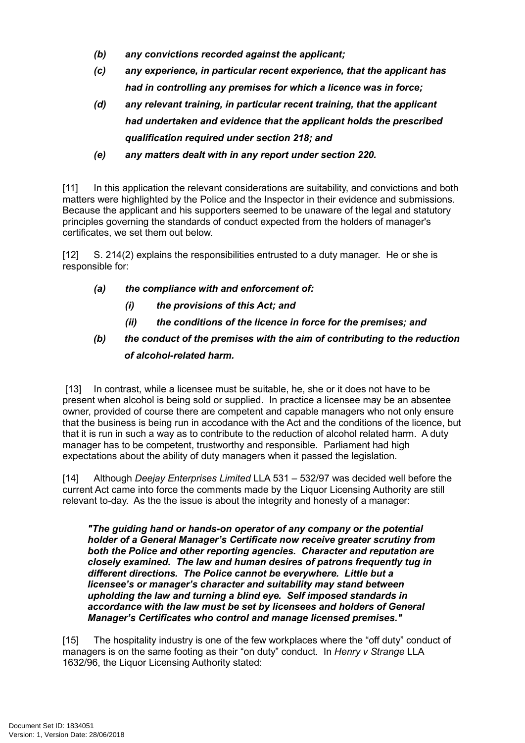*(b) any convictions recorded against the applicant;*

***(c) any experience, in particular recent experience, that the applicant has had in controlling any premises for which a licence was in force;***

***(d) any relevant training, in particular recent training, that the applicant had undertaken and evidence that the applicant holds the prescribed qualification required under section 218; and***

***(e) any matters dealt with in any report under section 220.***

[11] In this application the relevant considerations are suitability, and convictions and both matters were highlighted by the Police and the Inspector in their evidence and submissions. Because the applicant and his supporters seemed to be unaware of the legal and statutory principles governing the standards of conduct expected from the holders of manager's certificates, we set them out below.

[12] S. 214(2) explains the responsibilities entrusted to a duty manager. He or she is responsible for:

***(a) the compliance with and enforcement of:***

***(i) the provisions of this Act; and***

***(ii) the conditions of the licence in force for the premises; and***

***(b) the conduct of the premises with the aim of contributing to the reduction of alcohol-related harm.***

[13] In contrast, while a licensee must be suitable, he, she or it does not have to be present when alcohol is being sold or supplied. In practice a licensee may be an absentee owner, provided of course there are competent and capable managers who not only ensure that the business is being run in accodance with the Act and the conditions of the licence, but that it is run in such a way as to contribute to the reduction of alcohol related harm. A duty manager has to be competent, trustworthy and responsible. Parliament had high expectations about the ability of duty managers when it passed the legislation.

[14] Although *Deejay Enterprises Limited* LLA 531 – 532/97 was decided well before the current Act came into force the comments made by the Liquor Licensing Authority are still relevant to-day. As the the issue is about the integrity and honesty of a manager:

> ***"The guiding hand or hands-on operator of any company or the potential holder of a General Manager's Certificate now receive greater scrutiny from both the Police and other reporting agencies. Character and reputation are closely examined. The law and human desires of patrons frequently tug in different directions. The Police cannot be everywhere. Little but a licensee's or manager's character and suitability may stand between upholding the law and turning a blind eye. Self imposed standards in accordance with the law must be set by licensees and holders of General Manager's Certificates who control and manage licensed premises."***

[15] The hospitality industry is one of the few workplaces where the "off duty" conduct of managers is on the same footing as their "on duty" conduct. In *Henry v Strange* LLA 1632/96, the Liquor Licensing Authority stated: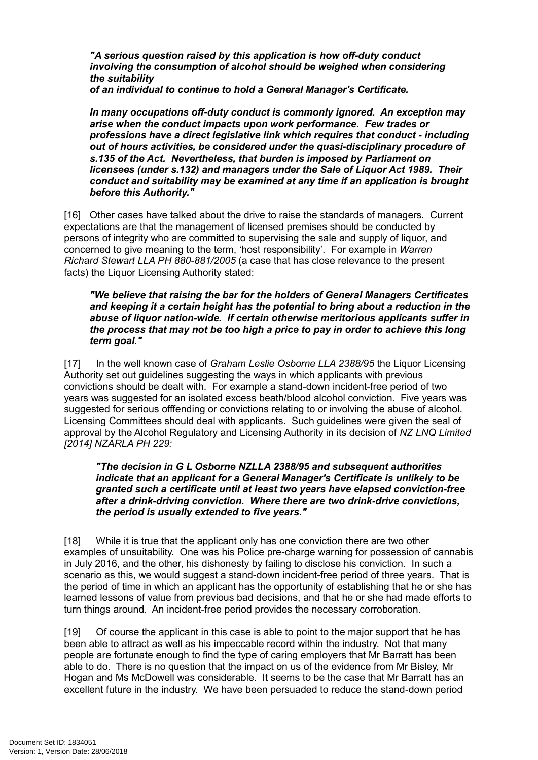***"A serious question raised by this application is how off-duty conduct involving the consumption of alcohol should be weighed when considering the suitability of an individual to continue to hold a General Manager's Certificate.***

***In many occupations off-duty conduct is commonly ignored. An exception may arise when the conduct impacts upon work performance. Few trades or professions have a direct legislative link which requires that conduct - including out of hours activities, be considered under the quasi-disciplinary procedure of s.135 of the Act. Nevertheless, that burden is imposed by Parliament on licensees (under s.132) and managers under the Sale of Liquor Act 1989. Their conduct and suitability may be examined at any time if an application is brought before this Authority."***

[16] Other cases have talked about the drive to raise the standards of managers. Current expectations are that the management of licensed premises should be conducted by persons of integrity who are committed to supervising the sale and supply of liquor, and concerned to give meaning to the term, 'host responsibility'. For example in *Warren Richard Stewart LLA PH 880-881/2005* (a case that has close relevance to the present facts) the Liquor Licensing Authority stated:

***"We believe that raising the bar for the holders of General Managers Certificates and keeping it a certain height has the potential to bring about a reduction in the abuse of liquor nation-wide. If certain otherwise meritorious applicants suffer in the process that may not be too high a price to pay in order to achieve this long term goal."***

[17] In the well known case of *Graham Leslie Osborne LLA 2388/95* the Liquor Licensing Authority set out guidelines suggesting the ways in which applicants with previous convictions should be dealt with. For example a stand-down incident-free period of two years was suggested for an isolated excess beath/blood alcohol conviction. Five years was suggested for serious offfending or convictions relating to or involving the abuse of alcohol. Licensing Committees should deal with applicants. Such guidelines were given the seal of approval by the Alcohol Regulatory and Licensing Authority in its decision of *NZ LNQ Limited [2014] NZARLA PH 229:*

***"The decision in G L Osborne NZLLA 2388/95 and subsequent authorities indicate that an applicant for a General Manager's Certificate is unlikely to be granted such a certificate until at least two years have elapsed conviction-free after a drink-driving conviction. Where there are two drink-drive convictions, the period is usually extended to five years."***

[18] While it is true that the applicant only has one conviction there are two other examples of unsuitability. One was his Police pre-charge warning for possession of cannabis in July 2016, and the other, his dishonesty by failing to disclose his conviction. In such a scenario as this, we would suggest a stand-down incident-free period of three years. That is the period of time in which an applicant has the opportunity of establishing that he or she has learned lessons of value from previous bad decisions, and that he or she had made efforts to turn things around. An incident-free period provides the necessary corroboration.

[19] Of course the applicant in this case is able to point to the major support that he has been able to attract as well as his impeccable record within the industry. Not that many people are fortunate enough to find the type of caring employers that Mr Barratt has been able to do. There is no question that the impact on us of the evidence from Mr Bisley, Mr Hogan and Ms McDowell was considerable. It seems to be the case that Mr Barratt has an excellent future in the industry. We have been persuaded to reduce the stand-down period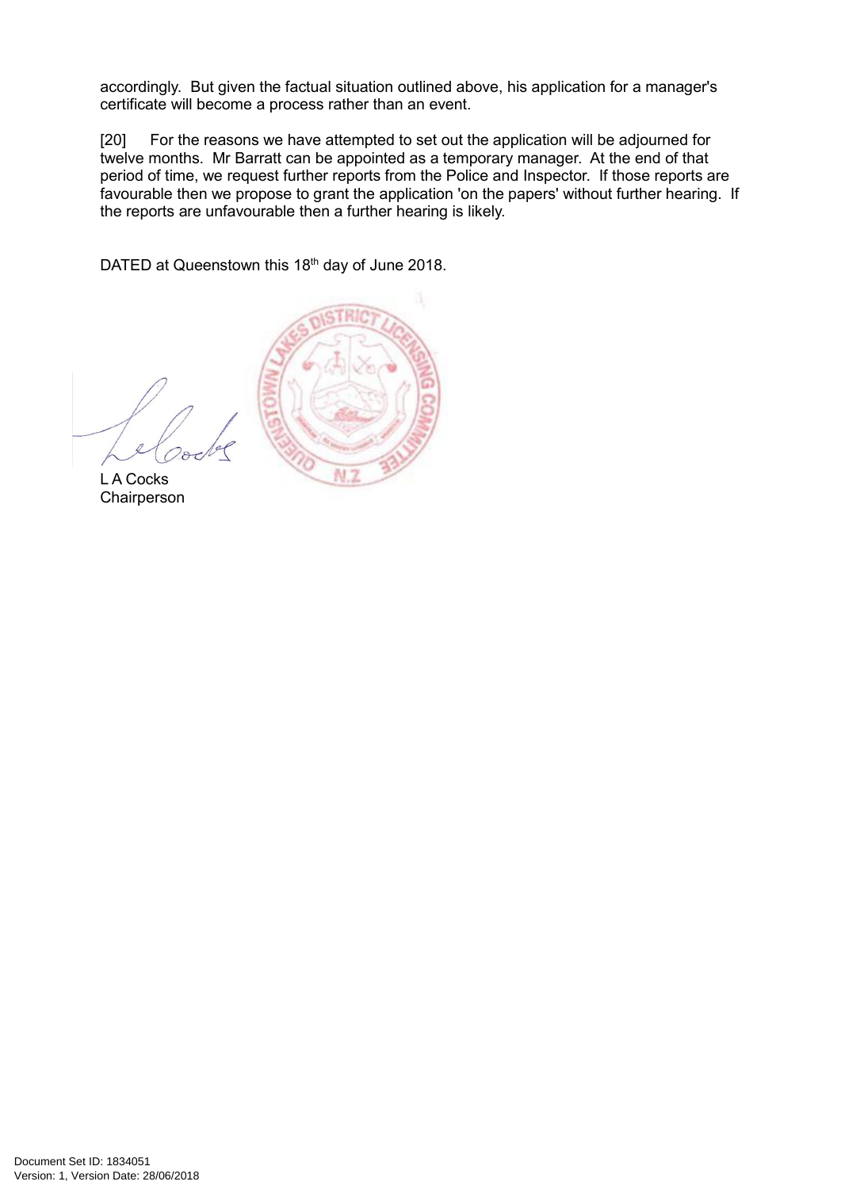accordingly. But given the factual situation outlined above, his application for a manager's certificate will become a process rather than an event.

[20] For the reasons we have attempted to set out the application will be adjourned for twelve months. Mr Barratt can be appointed as a temporary manager. At the end of that period of time, we request further reports from the Police and Inspector. If those reports are favourable then we propose to grant the application 'on the papers' without further hearing. If the reports are unfavourable then a further hearing is likely.

DATED at Queenstown this 18th day of June 2018.

L A Cocks
Chairperson

Document Set ID: 1834051
Version: 1, Version Date: 28/06/2018